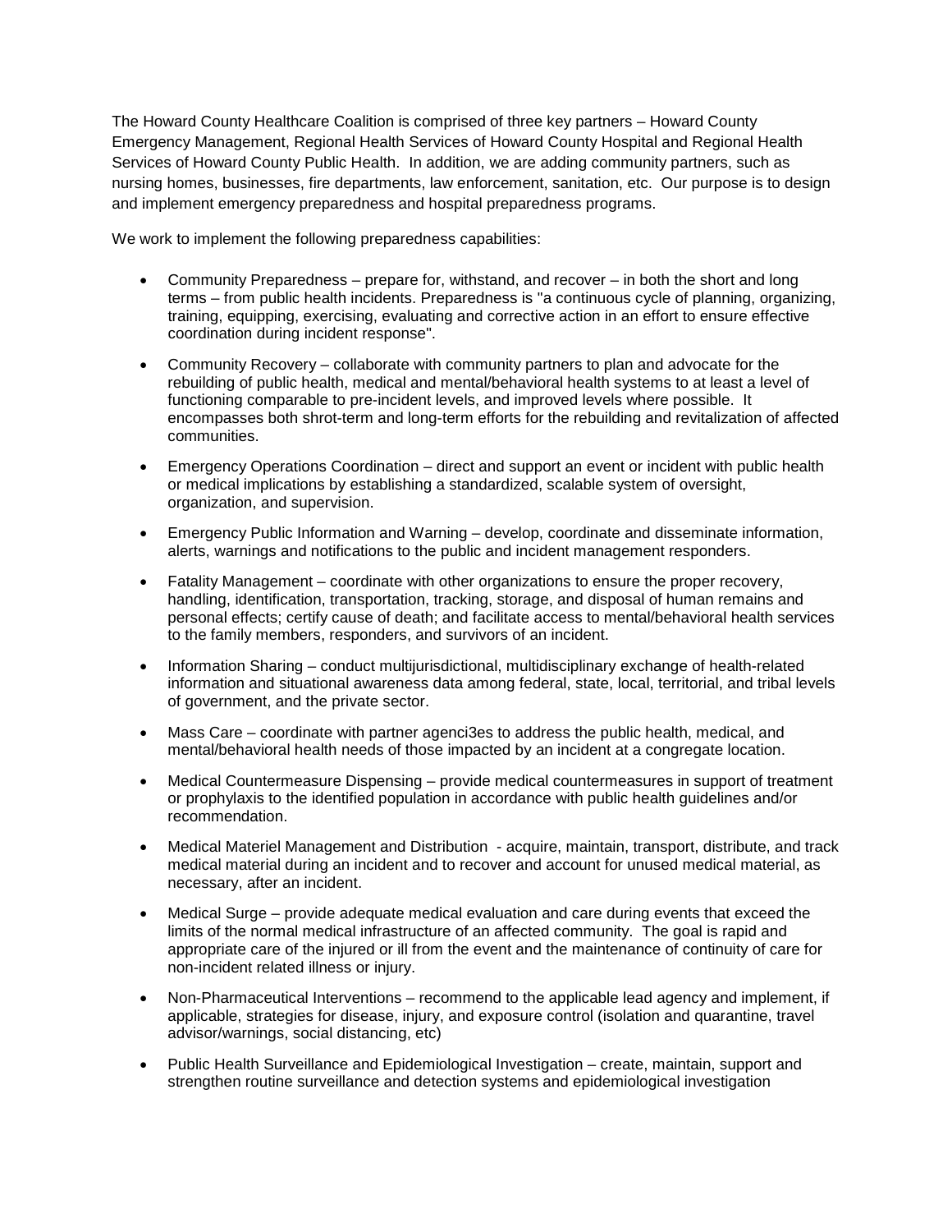The Howard County Healthcare Coalition is comprised of three key partners – Howard County Emergency Management, Regional Health Services of Howard County Hospital and Regional Health Services of Howard County Public Health. In addition, we are adding community partners, such as nursing homes, businesses, fire departments, law enforcement, sanitation, etc. Our purpose is to design and implement emergency preparedness and hospital preparedness programs.

We work to implement the following preparedness capabilities:

- Community Preparedness – prepare for, withstand, and recover – in both the short and long terms – from public health incidents. Preparedness is "a continuous cycle of planning, organizing, training, equipping, exercising, evaluating and corrective action in an effort to ensure effective coordination during incident response".
- Community Recovery – collaborate with community partners to plan and advocate for the rebuilding of public health, medical and mental/behavioral health systems to at least a level of functioning comparable to pre-incident levels, and improved levels where possible. It encompasses both shrot-term and long-term efforts for the rebuilding and revitalization of affected communities.
- Emergency Operations Coordination – direct and support an event or incident with public health or medical implications by establishing a standardized, scalable system of oversight, organization, and supervision.
- Emergency Public Information and Warning – develop, coordinate and disseminate information, alerts, warnings and notifications to the public and incident management responders.
- Fatality Management – coordinate with other organizations to ensure the proper recovery, handling, identification, transportation, tracking, storage, and disposal of human remains and personal effects; certify cause of death; and facilitate access to mental/behavioral health services to the family members, responders, and survivors of an incident.
- Information Sharing – conduct multijurisdictional, multidisciplinary exchange of health-related information and situational awareness data among federal, state, local, territorial, and tribal levels of government, and the private sector.
- Mass Care – coordinate with partner agenci3es to address the public health, medical, and mental/behavioral health needs of those impacted by an incident at a congregate location.
- Medical Countermeasure Dispensing – provide medical countermeasures in support of treatment or prophylaxis to the identified population in accordance with public health guidelines and/or recommendation.
- Medical Materiel Management and Distribution - acquire, maintain, transport, distribute, and track medical material during an incident and to recover and account for unused medical material, as necessary, after an incident.
- Medical Surge – provide adequate medical evaluation and care during events that exceed the limits of the normal medical infrastructure of an affected community. The goal is rapid and appropriate care of the injured or ill from the event and the maintenance of continuity of care for non-incident related illness or injury.
- Non-Pharmaceutical Interventions – recommend to the applicable lead agency and implement, if applicable, strategies for disease, injury, and exposure control (isolation and quarantine, travel advisor/warnings, social distancing, etc)
- Public Health Surveillance and Epidemiological Investigation – create, maintain, support and strengthen routine surveillance and detection systems and epidemiological investigation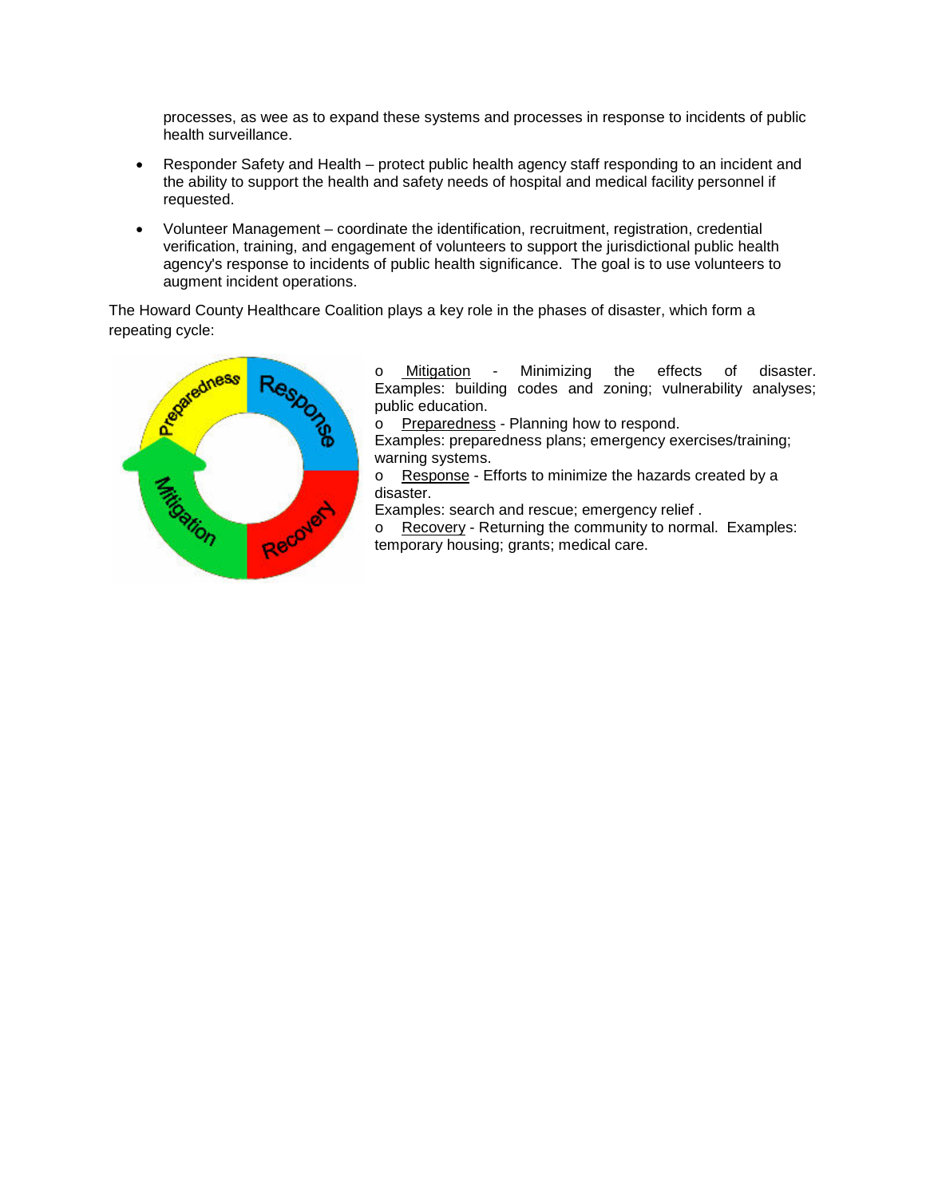processes, as wee as to expand these systems and processes in response to incidents of public health surveillance.

- Responder Safety and Health – protect public health agency staff responding to an incident and the ability to support the health and safety needs of hospital and medical facility personnel if requested.
- Volunteer Management – coordinate the identification, recruitment, registration, credential verification, training, and engagement of volunteers to support the jurisdictional public health agency's response to incidents of public health significance. The goal is to use volunteers to augment incident operations.

The Howard County Healthcare Coalition plays a key role in the phases of disaster, which form a repeating cycle:

Preparedness
Response
Recovery
Mitigation

- Mitigation - Minimizing the effects of disaster. Examples: building codes and zoning; vulnerability analyses; public education.
- Preparedness - Planning how to respond. Examples: preparedness plans; emergency exercises/training; warning systems.
- Response - Efforts to minimize the hazards created by a disaster. Examples: search and rescue; emergency relief .
- Recovery - Returning the community to normal. Examples: temporary housing; grants; medical care.